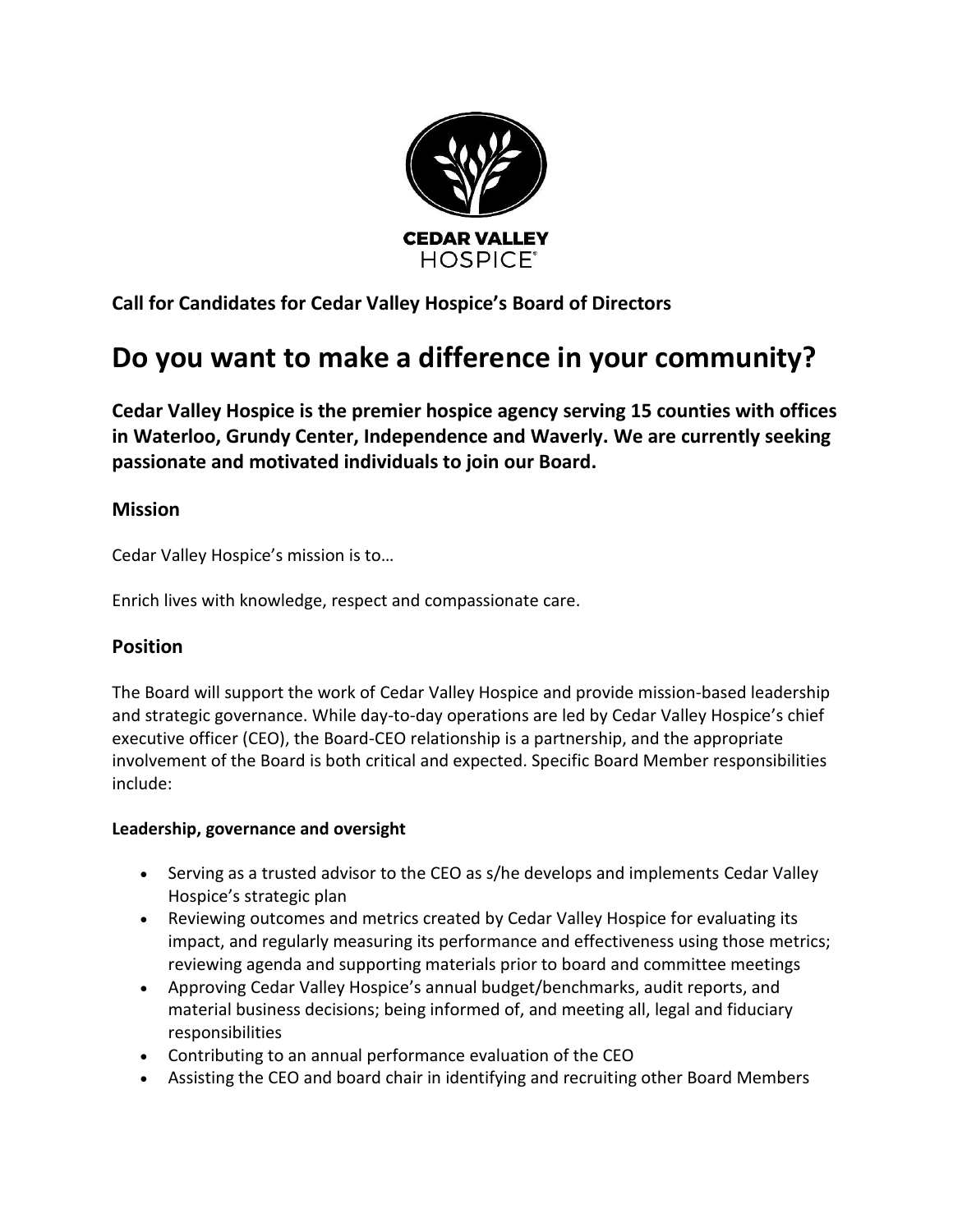CEDAR VALLEY HOSPICE

**Call for Candidates for Cedar Valley Hospice's Board of Directors**

# Do you want to make a difference in your community?

**Cedar Valley Hospice is the premier hospice agency serving 15 counties with offices in Waterloo, Grundy Center, Independence and Waverly. We are currently seeking passionate and motivated individuals to join our Board.**

## Mission

Cedar Valley Hospice's mission is to…

Enrich lives with knowledge, respect and compassionate care.

## Position

The Board will support the work of Cedar Valley Hospice and provide mission-based leadership and strategic governance. While day-to-day operations are led by Cedar Valley Hospice's chief executive officer (CEO), the Board-CEO relationship is a partnership, and the appropriate involvement of the Board is both critical and expected. Specific Board Member responsibilities include:

#### Leadership, governance and oversight

- Serving as a trusted advisor to the CEO as s/he develops and implements Cedar Valley Hospice's strategic plan
- Reviewing outcomes and metrics created by Cedar Valley Hospice for evaluating its impact, and regularly measuring its performance and effectiveness using those metrics; reviewing agenda and supporting materials prior to board and committee meetings
- Approving Cedar Valley Hospice's annual budget/benchmarks, audit reports, and material business decisions; being informed of, and meeting all, legal and fiduciary responsibilities
- Contributing to an annual performance evaluation of the CEO
- Assisting the CEO and board chair in identifying and recruiting other Board Members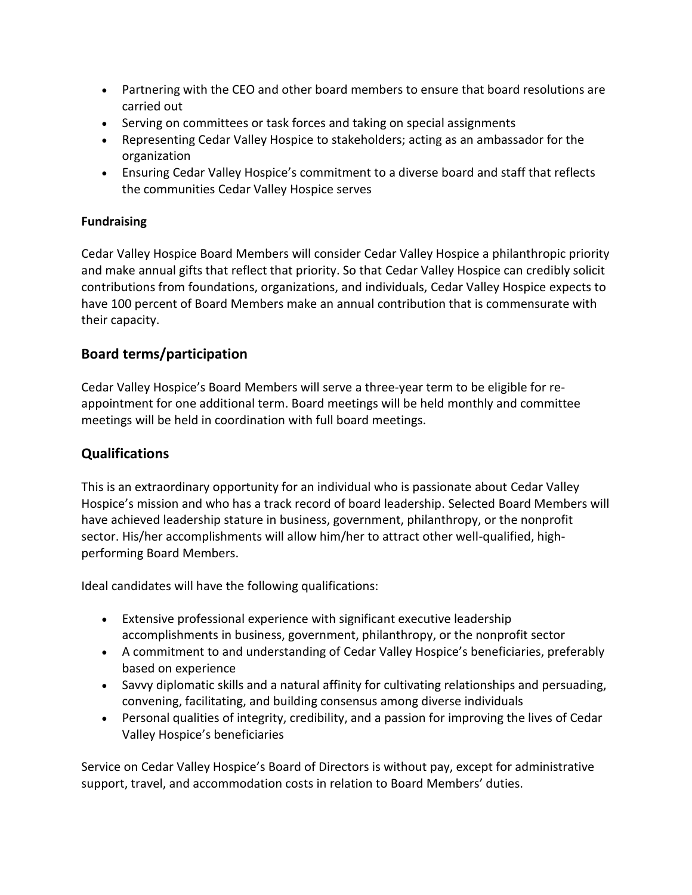- Partnering with the CEO and other board members to ensure that board resolutions are carried out
- Serving on committees or task forces and taking on special assignments
- Representing Cedar Valley Hospice to stakeholders; acting as an ambassador for the organization
- Ensuring Cedar Valley Hospice's commitment to a diverse board and staff that reflects the communities Cedar Valley Hospice serves

**Fundraising**

Cedar Valley Hospice Board Members will consider Cedar Valley Hospice a philanthropic priority and make annual gifts that reflect that priority. So that Cedar Valley Hospice can credibly solicit contributions from foundations, organizations, and individuals, Cedar Valley Hospice expects to have 100 percent of Board Members make an annual contribution that is commensurate with their capacity.

## Board terms/participation

Cedar Valley Hospice's Board Members will serve a three-year term to be eligible for re-appointment for one additional term. Board meetings will be held monthly and committee meetings will be held in coordination with full board meetings.

## Qualifications

This is an extraordinary opportunity for an individual who is passionate about Cedar Valley Hospice's mission and who has a track record of board leadership. Selected Board Members will have achieved leadership stature in business, government, philanthropy, or the nonprofit sector. His/her accomplishments will allow him/her to attract other well-qualified, high-performing Board Members.

Ideal candidates will have the following qualifications:

- Extensive professional experience with significant executive leadership accomplishments in business, government, philanthropy, or the nonprofit sector
- A commitment to and understanding of Cedar Valley Hospice's beneficiaries, preferably based on experience
- Savvy diplomatic skills and a natural affinity for cultivating relationships and persuading, convening, facilitating, and building consensus among diverse individuals
- Personal qualities of integrity, credibility, and a passion for improving the lives of Cedar Valley Hospice's beneficiaries

Service on Cedar Valley Hospice's Board of Directors is without pay, except for administrative support, travel, and accommodation costs in relation to Board Members' duties.